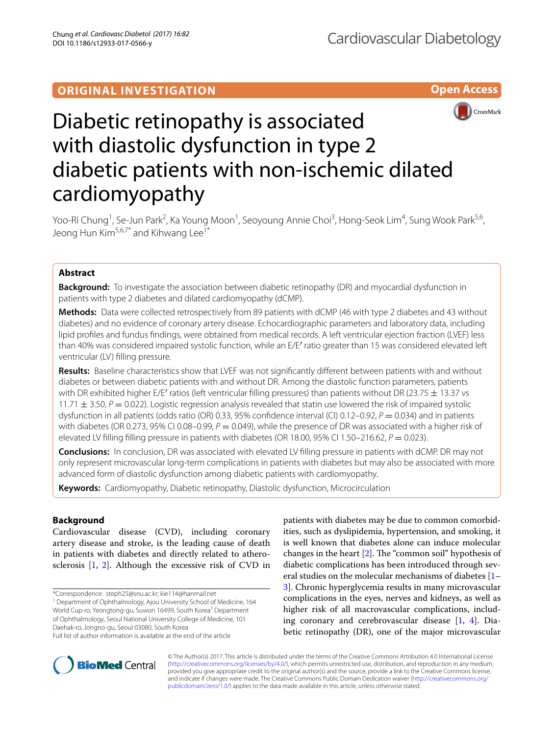ORIGINAL INVESTIGATION

Open Access

# Diabetic retinopathy is associated with diastolic dysfunction in type 2 diabetic patients with non-ischemic dilated cardiomyopathy

Yoo-Ri Chung[1], Se-Jun Park[2], Ka Young Moon[1], Seoyoung Annie Choi[3], Hong-Seok Lim[4], Sung Wook Park[5,6], Jeong Hun Kim[5,6,7*] and Kihwang Lee[1*]

## Abstract

**Background:** To investigate the association between diabetic retinopathy (DR) and myocardial dysfunction in patients with type 2 diabetes and dilated cardiomyopathy (dCMP).

**Methods:** Data were collected retrospectively from 89 patients with dCMP (46 with type 2 diabetes and 43 without diabetes) and no evidence of coronary artery disease. Echocardiographic parameters and laboratory data, including lipid profiles and fundus findings, were obtained from medical records. A left ventricular ejection fraction (LVEF) less than 40% was considered impaired systolic function, while an E/E′ ratio greater than 15 was considered elevated left ventricular (LV) filling pressure.

**Results:** Baseline characteristics show that LVEF was not significantly different between patients with and without diabetes or between diabetic patients with and without DR. Among the diastolic function parameters, patients with DR exhibited higher E/E′ ratios (left ventricular filling pressures) than patients without DR (23.75 ± 13.37 vs 11.71 ± 3.50, $P = 0.022$). Logistic regression analysis revealed that statin use lowered the risk of impaired systolic dysfunction in all patients (odds ratio (OR) 0.33, 95% confidence interval (CI) 0.12–0.92, $P = 0.034$) and in patients with diabetes (OR 0.273, 95% CI 0.08–0.99, $P = 0.049$), while the presence of DR was associated with a higher risk of elevated LV filling filling pressure in patients with diabetes (OR 18.00, 95% CI 1.50–216.62, $P = 0.023$).

**Conclusions:** In conclusion, DR was associated with elevated LV filling pressure in patients with dCMP. DR may not only represent microvascular long-term complications in patients with diabetes but may also be associated with more advanced form of diastolic dysfunction among diabetic patients with cardiomyopathy.

**Keywords:** Cardiomyopathy, Diabetic retinopathy, Diastolic dysfunction, Microcirculation

## Background

Cardiovascular disease (CVD), including coronary artery disease and stroke, is the leading cause of death in patients with diabetes and directly related to atherosclerosis [1, 2]. Although the excessive risk of CVD in patients with diabetes may be due to common comorbidities, such as dyslipidemia, hypertension, and smoking, it is well known that diabetes alone can induce molecular changes in the heart [2]. The "common soil" hypothesis of diabetic complications has been introduced through several studies on the molecular mechanisms of diabetes [1–3]. Chronic hyperglycemia results in many microvascular complications in the eyes, nerves and kidneys, as well as higher risk of all macrovascular complications, including coronary and cerebrovascular disease [1, 4]. Diabetic retinopathy (DR), one of the major microvascular

*Correspondence: steph25@snu.ac.kr; kie114@hanmail.net
[1] Department of Ophthalmology, Ajou University School of Medicine, 164 World Cup-ro, Yeongtong-gu, Suwon 16499, South Korea
[7] Department of Ophthalmology, Seoul National University College of Medicine, 101 Daehak-ro, Jongno-gu, Seoul 03080, South Korea
Full list of author information is available at the end of the article

© The Author(s) 2017. This article is distributed under the terms of the Creative Commons Attribution 4.0 International License (http://creativecommons.org/licenses/by/4.0/), which permits unrestricted use, distribution, and reproduction in any medium, provided you give appropriate credit to the original author(s) and the source, provide a link to the Creative Commons license, and indicate if changes were made. The Creative Commons Public Domain Dedication waiver (http://creativecommons.org/publicdomain/zero/1.0/) applies to the data made available in this article, unless otherwise stated.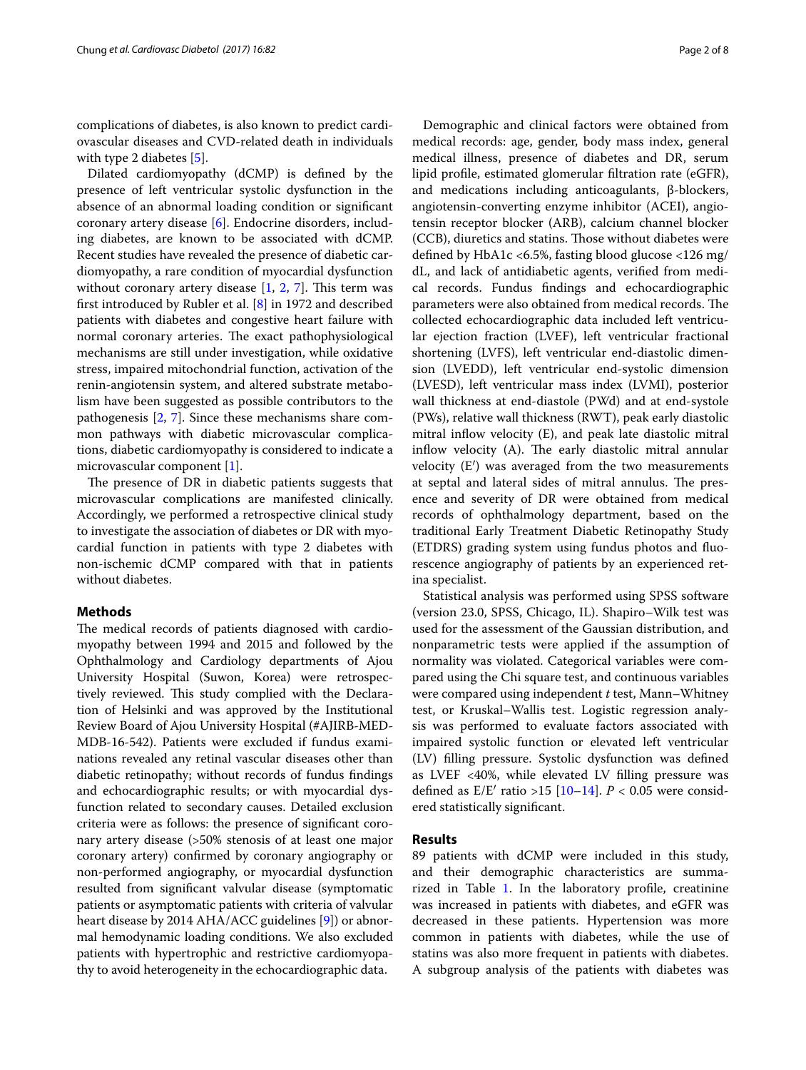complications of diabetes, is also known to predict cardiovascular diseases and CVD-related death in individuals with type 2 diabetes [5].

Dilated cardiomyopathy (dCMP) is defined by the presence of left ventricular systolic dysfunction in the absence of an abnormal loading condition or significant coronary artery disease [6]. Endocrine disorders, including diabetes, are known to be associated with dCMP. Recent studies have revealed the presence of diabetic cardiomyopathy, a rare condition of myocardial dysfunction without coronary artery disease [1, 2, 7]. This term was first introduced by Rubler et al. [8] in 1972 and described patients with diabetes and congestive heart failure with normal coronary arteries. The exact pathophysiological mechanisms are still under investigation, while oxidative stress, impaired mitochondrial function, activation of the renin-angiotensin system, and altered substrate metabolism have been suggested as possible contributors to the pathogenesis [2, 7]. Since these mechanisms share common pathways with diabetic microvascular complications, diabetic cardiomyopathy is considered to indicate a microvascular component [1].

The presence of DR in diabetic patients suggests that microvascular complications are manifested clinically. Accordingly, we performed a retrospective clinical study to investigate the association of diabetes or DR with myocardial function in patients with type 2 diabetes with non-ischemic dCMP compared with that in patients without diabetes.

## Methods

The medical records of patients diagnosed with cardiomyopathy between 1994 and 2015 and followed by the Ophthalmology and Cardiology departments of Ajou University Hospital (Suwon, Korea) were retrospectively reviewed. This study complied with the Declaration of Helsinki and was approved by the Institutional Review Board of Ajou University Hospital (#AJIRB-MED-MDB-16-542). Patients were excluded if fundus examinations revealed any retinal vascular diseases other than diabetic retinopathy; without records of fundus findings and echocardiographic results; or with myocardial dysfunction related to secondary causes. Detailed exclusion criteria were as follows: the presence of significant coronary artery disease (>50% stenosis of at least one major coronary artery) confirmed by coronary angiography or non-performed angiography, or myocardial dysfunction resulted from significant valvular disease (symptomatic patients or asymptomatic patients with criteria of valvular heart disease by 2014 AHA/ACC guidelines [9]) or abnormal hemodynamic loading conditions. We also excluded patients with hypertrophic and restrictive cardiomyopathy to avoid heterogeneity in the echocardiographic data.

Demographic and clinical factors were obtained from medical records: age, gender, body mass index, general medical illness, presence of diabetes and DR, serum lipid profile, estimated glomerular filtration rate (eGFR), and medications including anticoagulants, β-blockers, angiotensin-converting enzyme inhibitor (ACEI), angiotensin receptor blocker (ARB), calcium channel blocker (CCB), diuretics and statins. Those without diabetes were defined by HbA1c <6.5%, fasting blood glucose <126 mg/dL, and lack of antidiabetic agents, verified from medical records. Fundus findings and echocardiographic parameters were also obtained from medical records. The collected echocardiographic data included left ventricular ejection fraction (LVEF), left ventricular fractional shortening (LVFS), left ventricular end-diastolic dimension (LVEDD), left ventricular end-systolic dimension (LVESD), left ventricular mass index (LVMI), posterior wall thickness at end-diastole (PWd) and at end-systole (PWs), relative wall thickness (RWT), peak early diastolic mitral inflow velocity (E), and peak late diastolic mitral inflow velocity (A). The early diastolic mitral annular velocity (E′) was averaged from the two measurements at septal and lateral sides of mitral annulus. The presence and severity of DR were obtained from medical records of ophthalmology department, based on the traditional Early Treatment Diabetic Retinopathy Study (ETDRS) grading system using fundus photos and fluorescence angiography of patients by an experienced retina specialist.

Statistical analysis was performed using SPSS software (version 23.0, SPSS, Chicago, IL). Shapiro–Wilk test was used for the assessment of the Gaussian distribution, and nonparametric tests were applied if the assumption of normality was violated. Categorical variables were compared using the Chi square test, and continuous variables were compared using independent *t* test, Mann–Whitney test, or Kruskal–Wallis test. Logistic regression analysis was performed to evaluate factors associated with impaired systolic function or elevated left ventricular (LV) filling pressure. Systolic dysfunction was defined as LVEF <40%, while elevated LV filling pressure was defined as E/E′ ratio >15 [10–14]. $P < 0.05$ were considered statistically significant.

## Results

89 patients with dCMP were included in this study, and their demographic characteristics are summarized in Table 1. In the laboratory profile, creatinine was increased in patients with diabetes, and eGFR was decreased in these patients. Hypertension was more common in patients with diabetes, while the use of statins was also more frequent in patients with diabetes. A subgroup analysis of the patients with diabetes was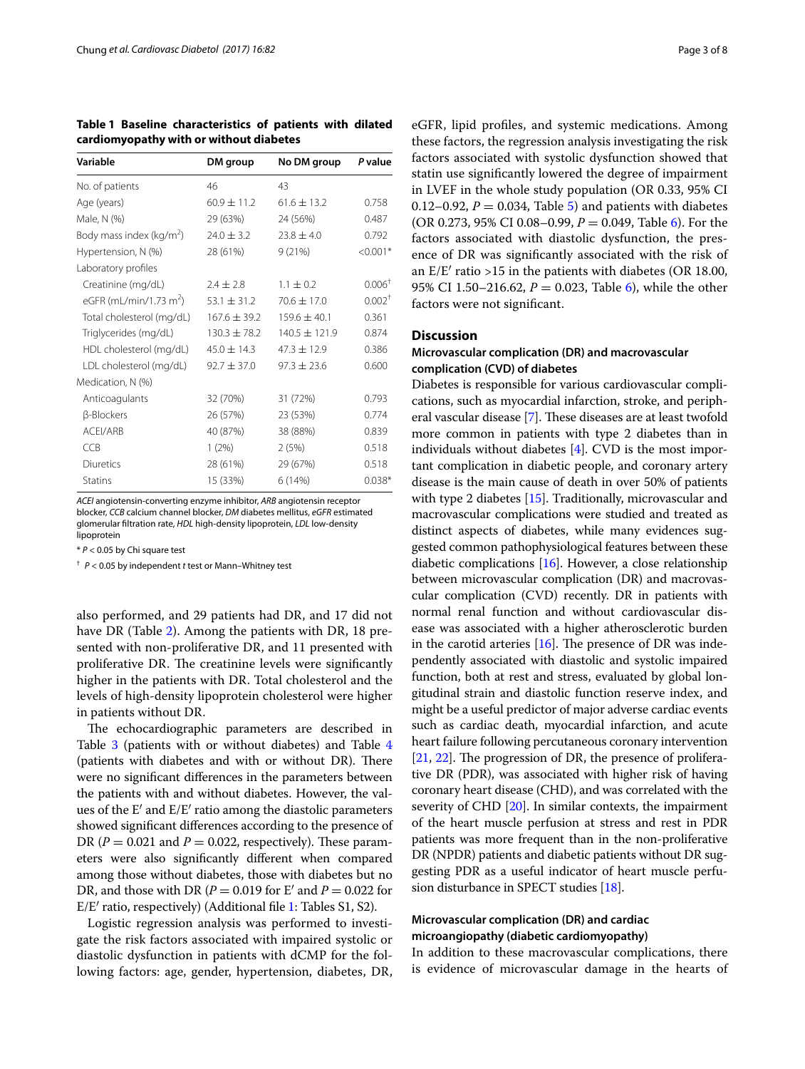**Table 1 Baseline characteristics of patients with dilated cardiomyopathy with or without diabetes**

| Variable | DM group | No DM group | *P* value |
|---|---|---|---|
| No. of patients | 46 | 43 | |
| Age (years) | 60.9 ± 11.2 | 61.6 ± 13.2 | 0.758 |
| Male, N (%) | 29 (63%) | 24 (56%) | 0.487 |
| Body mass index (kg/m$^2$) | 24.0 ± 3.2 | 23.8 ± 4.0 | 0.792 |
| Hypertension, N (%) | 28 (61%) | 9 (21%) | <0.001* |
| Laboratory profiles | | | |
| Creatinine (mg/dL) | 2.4 ± 2.8 | 1.1 ± 0.2 | 0.006† |
| eGFR (mL/min/1.73 m$^2$) | 53.1 ± 31.2 | 70.6 ± 17.0 | 0.002† |
| Total cholesterol (mg/dL) | 167.6 ± 39.2 | 159.6 ± 40.1 | 0.361 |
| Triglycerides (mg/dL) | 130.3 ± 78.2 | 140.5 ± 121.9 | 0.874 |
| HDL cholesterol (mg/dL) | 45.0 ± 14.3 | 47.3 ± 12.9 | 0.386 |
| LDL cholesterol (mg/dL) | 92.7 ± 37.0 | 97.3 ± 23.6 | 0.600 |
| Medication, N (%) | | | |
| Anticoagulants | 32 (70%) | 31 (72%) | 0.793 |
| β-Blockers | 26 (57%) | 23 (53%) | 0.774 |
| ACEI/ARB | 40 (87%) | 38 (88%) | 0.839 |
| CCB | 1 (2%) | 2 (5%) | 0.518 |
| Diuretics | 28 (61%) | 29 (67%) | 0.518 |
| Statins | 15 (33%) | 6 (14%) | 0.038* |

*ACEI* angiotensin-converting enzyme inhibitor, *ARB* angiotensin receptor blocker, *CCB* calcium channel blocker, *DM* diabetes mellitus, *eGFR* estimated glomerular filtration rate, *HDL* high-density lipoprotein, *LDL* low-density lipoprotein

\* $P < 0.05$ by Chi square test

† $P < 0.05$ by independent *t* test or Mann–Whitney test

also performed, and 29 patients had DR, and 17 did not have DR (Table 2). Among the patients with DR, 18 presented with non-proliferative DR, and 11 presented with proliferative DR. The creatinine levels were significantly higher in the patients with DR. Total cholesterol and the levels of high-density lipoprotein cholesterol were higher in patients without DR.

The echocardiographic parameters are described in Table 3 (patients with or without diabetes) and Table 4 (patients with diabetes and with or without DR). There were no significant differences in the parameters between the patients with and without diabetes. However, the values of the E′ and E/E′ ratio among the diastolic parameters showed significant differences according to the presence of DR ($P = 0.021$ and $P = 0.022$, respectively). These parameters were also significantly different when compared among those without diabetes, those with diabetes but no DR, and those with DR ($P = 0.019$ for E′ and $P = 0.022$ for E/E′ ratio, respectively) (Additional file 1: Tables S1, S2).

Logistic regression analysis was performed to investigate the risk factors associated with impaired systolic or diastolic dysfunction in patients with dCMP for the following factors: age, gender, hypertension, diabetes, DR, eGFR, lipid profiles, and systemic medications. Among these factors, the regression analysis investigating the risk factors associated with systolic dysfunction showed that statin use significantly lowered the degree of impairment in LVEF in the whole study population (OR 0.33, 95% CI 0.12–0.92, $P = 0.034$, Table 5) and patients with diabetes (OR 0.273, 95% CI 0.08–0.99, $P = 0.049$, Table 6). For the factors associated with diastolic dysfunction, the presence of DR was significantly associated with the risk of an E/E′ ratio >15 in the patients with diabetes (OR 18.00, 95% CI 1.50–216.62, $P = 0.023$, Table 6), while the other factors were not significant.

## Discussion

### Microvascular complication (DR) and macrovascular complication (CVD) of diabetes

Diabetes is responsible for various cardiovascular complications, such as myocardial infarction, stroke, and peripheral vascular disease [7]. These diseases are at least twofold more common in patients with type 2 diabetes than in individuals without diabetes [4]. CVD is the most important complication in diabetic people, and coronary artery disease is the main cause of death in over 50% of patients with type 2 diabetes [15]. Traditionally, microvascular and macrovascular complications were studied and treated as distinct aspects of diabetes, while many evidences suggested common pathophysiological features between these diabetic complications [16]. However, a close relationship between microvascular complication (DR) and macrovascular complication (CVD) recently. DR in patients with normal renal function and without cardiovascular disease was associated with a higher atherosclerotic burden in the carotid arteries [16]. The presence of DR was independently associated with diastolic and systolic impaired function, both at rest and stress, evaluated by global longitudinal strain and diastolic function reserve index, and might be a useful predictor of major adverse cardiac events such as cardiac death, myocardial infarction, and acute heart failure following percutaneous coronary intervention [21, 22]. The progression of DR, the presence of proliferative DR (PDR), was associated with higher risk of having coronary heart disease (CHD), and was correlated with the severity of CHD [20]. In similar contexts, the impairment of the heart muscle perfusion at stress and rest in PDR patients was more frequent than in the non-proliferative DR (NPDR) patients and diabetic patients without DR suggesting PDR as a useful indicator of heart muscle perfusion disturbance in SPECT studies [18].

### Microvascular complication (DR) and cardiac microangiopathy (diabetic cardiomyopathy)

In addition to these macrovascular complications, there is evidence of microvascular damage in the hearts of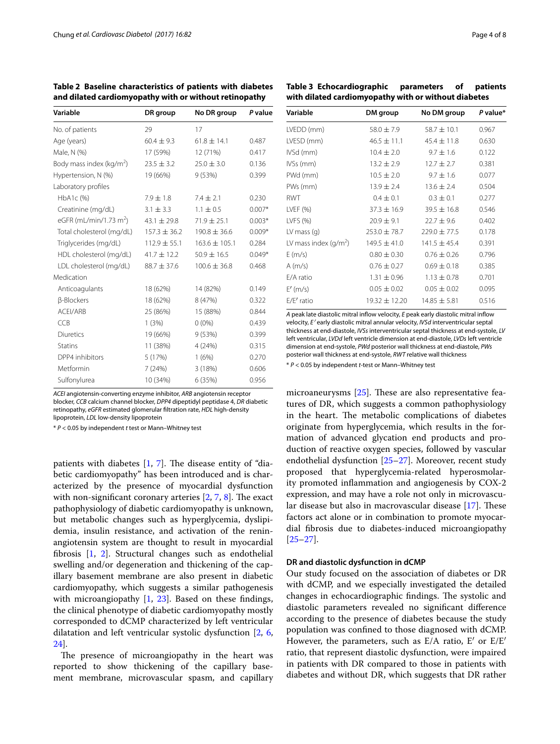**Table 2 Baseline characteristics of patients with diabetes and dilated cardiomyopathy with or without retinopathy**

| Variable | DR group | No DR group | *P* value |
|---|---|---|---|
| No. of patients | 29 | 17 | |
| Age (years) | 60.4 ± 9.3 | 61.8 ± 14.1 | 0.487 |
| Male, N (%) | 17 (59%) | 12 (71%) | 0.417 |
| Body mass index (kg/m$^2$) | 23.5 ± 3.2 | 25.0 ± 3.0 | 0.136 |
| Hypertension, N (%) | 19 (66%) | 9 (53%) | 0.399 |
| Laboratory profiles | | | |
| HbA1c (%) | 7.9 ± 1.8 | 7.4 ± 2.1 | 0.230 |
| Creatinine (mg/dL) | 3.1 ± 3.3 | 1.1 ± 0.5 | 0.007* |
| eGFR (mL/min/1.73 m$^2$) | 43.1 ± 29.8 | 71.9 ± 25.1 | 0.003* |
| Total cholesterol (mg/dL) | 157.3 ± 36.2 | 190.8 ± 36.6 | 0.009* |
| Triglycerides (mg/dL) | 112.9 ± 55.1 | 163.6 ± 105.1 | 0.284 |
| HDL cholesterol (mg/dL) | 41.7 ± 12.2 | 50.9 ± 16.5 | 0.049* |
| LDL cholesterol (mg/dL) | 88.7 ± 37.6 | 100.6 ± 36.8 | 0.468 |
| Medication | | | |
| Anticoagulants | 18 (62%) | 14 (82%) | 0.149 |
| β-Blockers | 18 (62%) | 8 (47%) | 0.322 |
| ACEI/ARB | 25 (86%) | 15 (88%) | 0.844 |
| CCB | 1 (3%) | 0 (0%) | 0.439 |
| Diuretics | 19 (66%) | 9 (53%) | 0.399 |
| Statins | 11 (38%) | 4 (24%) | 0.315 |
| DPP4 inhibitors | 5 (17%) | 1 (6%) | 0.270 |
| Metformin | 7 (24%) | 3 (18%) | 0.606 |
| Sulfonylurea | 10 (34%) | 6 (35%) | 0.956 |

*ACEI* angiotensin-converting enzyme inhibitor, *ARB* angiotensin receptor blocker, *CCB* calcium channel blocker, *DPP4* dipeptidyl peptidase 4, *DR* diabetic retinopathy, *eGFR* estimated glomerular filtration rate, *HDL* high-density lipoprotein, *LDL* low-density lipoprotein

* $P < 0.05$ by independent *t* test or Mann–Whitney test

**Table 3 Echocardiographic parameters of patients with dilated cardiomyopathy with or without diabetes**

| Variable | DM group | No DM group | *P* value* |
|---|---|---|---|
| LVEDD (mm) | 58.0 ± 7.9 | 58.7 ± 10.1 | 0.967 |
| LVESD (mm) | 46.5 ± 11.1 | 45.4 ± 11.8 | 0.630 |
| IVSd (mm) | 10.4 ± 2.0 | 9.7 ± 1.6 | 0.122 |
| IVSs (mm) | 13.2 ± 2.9 | 12.7 ± 2.7 | 0.381 |
| PWd (mm) | 10.5 ± 2.0 | 9.7 ± 1.6 | 0.077 |
| PWs (mm) | 13.9 ± 2.4 | 13.6 ± 2.4 | 0.504 |
| RWT | 0.4 ± 0.1 | 0.3 ± 0.1 | 0.277 |
| LVEF (%) | 37.3 ± 16.9 | 39.5 ± 16.8 | 0.546 |
| LVFS (%) | 20.9 ± 9.1 | 22.7 ± 9.6 | 0.402 |
| LV mass (g) | 253.0 ± 78.7 | 229.0 ± 77.5 | 0.178 |
| LV mass index (g/m$^2$) | 149.5 ± 41.0 | 141.5 ± 45.4 | 0.391 |
| E (m/s) | 0.80 ± 0.30 | 0.76 ± 0.26 | 0.796 |
| A (m/s) | 0.76 ± 0.27 | 0.69 ± 0.18 | 0.385 |
| E/A ratio | 1.31 ± 0.96 | 1.13 ± 0.78 | 0.701 |
| E′ (m/s) | 0.05 ± 0.02 | 0.05 ± 0.02 | 0.095 |
| E/E′ ratio | 19.32 ± 12.20 | 14.85 ± 5.81 | 0.516 |

*A* peak late diastolic mitral inflow velocity, *E* peak early diastolic mitral inflow velocity, *E′* early diastolic mitral annular velocity, *IVSd* interventricular septal thickness at end-diastole, *IVSs* interventricular septal thickness at end-systole, *LV* left ventricular, *LVDd* left ventricle dimension at end-diastole, *LVDs* left ventricle dimension at end-systole, *PWd* posterior wall thickness at end-diastole, *PWs* posterior wall thickness at end-systole, *RWT* relative wall thickness

* $P < 0.05$ by independent *t*-test or Mann–Whitney test

patients with diabetes [1, 7]. The disease entity of "diabetic cardiomyopathy" has been introduced and is characterized by the presence of myocardial dysfunction with non-significant coronary arteries [2, 7, 8]. The exact pathophysiology of diabetic cardiomyopathy is unknown, but metabolic changes such as hyperglycemia, dyslipidemia, insulin resistance, and activation of the renin-angiotensin system are thought to result in myocardial fibrosis [1, 2]. Structural changes such as endothelial swelling and/or degeneration and thickening of the capillary basement membrane are also present in diabetic cardiomyopathy, which suggests a similar pathogenesis with microangiopathy [1, 23]. Based on these findings, the clinical phenotype of diabetic cardiomyopathy mostly corresponded to dCMP characterized by left ventricular dilatation and left ventricular systolic dysfunction [2, 6, 24].

The presence of microangiopathy in the heart was reported to show thickening of the capillary basement membrane, microvascular spasm, and capillary microaneurysms [25]. These are also representative features of DR, which suggests a common pathophysiology in the heart. The metabolic complications of diabetes originate from hyperglycemia, which results in the formation of advanced glycation end products and production of reactive oxygen species, followed by vascular endothelial dysfunction [25–27]. Moreover, recent study proposed that hyperglycemia-related hyperosmolarity promoted inflammation and angiogenesis by COX-2 expression, and may have a role not only in microvascular disease but also in macrovascular disease [17]. These factors act alone or in combination to promote myocardial fibrosis due to diabetes-induced microangiopathy [25–27].

#### DR and diastolic dysfunction in dCMP

Our study focused on the association of diabetes or DR with dCMP, and we especially investigated the detailed changes in echocardiographic findings. The systolic and diastolic parameters revealed no significant difference according to the presence of diabetes because the study population was confined to those diagnosed with dCMP. However, the parameters, such as E/A ratio, E′ or E/E′ ratio, that represent diastolic dysfunction, were impaired in patients with DR compared to those in patients with diabetes and without DR, which suggests that DR rather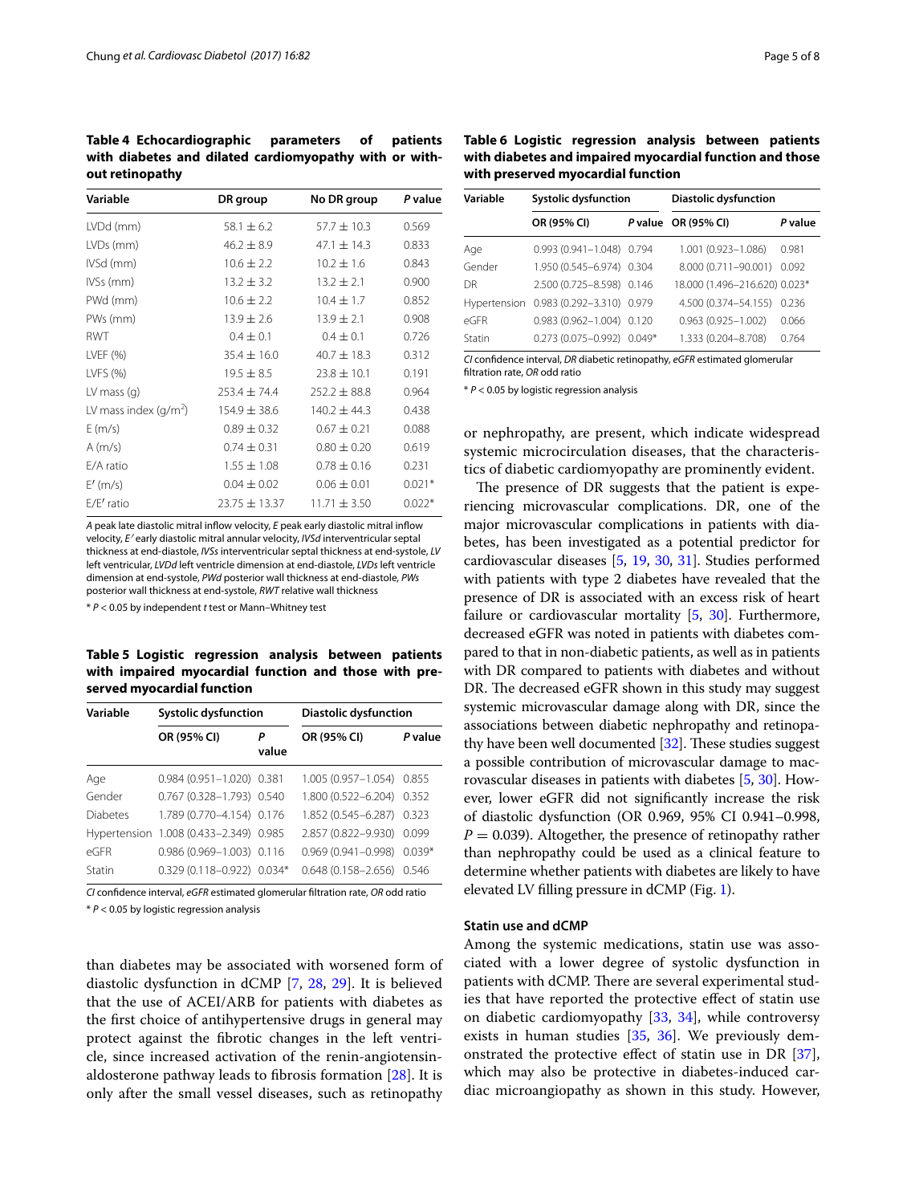**Table 4 Echocardiographic parameters of patients with diabetes and dilated cardiomyopathy with or without retinopathy**

| Variable | DR group | No DR group | P value |
|---|---|---|---|
| LVDd (mm) | 58.1 ± 6.2 | 57.7 ± 10.3 | 0.569 |
| LVDs (mm) | 46.2 ± 8.9 | 47.1 ± 14.3 | 0.833 |
| IVSd (mm) | 10.6 ± 2.2 | 10.2 ± 1.6 | 0.843 |
| IVSs (mm) | 13.2 ± 3.2 | 13.2 ± 2.1 | 0.900 |
| PWd (mm) | 10.6 ± 2.2 | 10.4 ± 1.7 | 0.852 |
| PWs (mm) | 13.9 ± 2.6 | 13.9 ± 2.1 | 0.908 |
| RWT | 0.4 ± 0.1 | 0.4 ± 0.1 | 0.726 |
| LVEF (%) | 35.4 ± 16.0 | 40.7 ± 18.3 | 0.312 |
| LVFS (%) | 19.5 ± 8.5 | 23.8 ± 10.1 | 0.191 |
| LV mass (g) | 253.4 ± 74.4 | 252.2 ± 88.8 | 0.964 |
| LV mass index (g/m$^2$) | 154.9 ± 38.6 | 140.2 ± 44.3 | 0.438 |
| E (m/s) | 0.89 ± 0.32 | 0.67 ± 0.21 | 0.088 |
| A (m/s) | 0.74 ± 0.31 | 0.80 ± 0.20 | 0.619 |
| E/A ratio | 1.55 ± 1.08 | 0.78 ± 0.16 | 0.231 |
| E′ (m/s) | 0.04 ± 0.02 | 0.06 ± 0.01 | 0.021* |
| E/E′ ratio | 23.75 ± 13.37 | 11.71 ± 3.50 | 0.022* |

*A* peak late diastolic mitral inflow velocity, *E* peak early diastolic mitral inflow velocity, *E′* early diastolic mitral annular velocity, *IVSd* interventricular septal thickness at end-diastole, *IVSs* interventricular septal thickness at end-systole, *LV* left ventricular, *LVDd* left ventricle dimension at end-diastole, *LVDs* left ventricle dimension at end-systole, *PWd* posterior wall thickness at end-diastole, *PWs* posterior wall thickness at end-systole, *RWT* relative wall thickness

* $P < 0.05$ by independent *t* test or Mann–Whitney test

**Table 5 Logistic regression analysis between patients with impaired myocardial function and those with preserved myocardial function**

| Variable | Systolic dysfunction | | Diastolic dysfunction | |
|---|---|---|---|---|
| | OR (95% CI) | P value | OR (95% CI) | P value |
| Age | 0.984 (0.951–1.020) | 0.381 | 1.005 (0.957–1.054) | 0.855 |
| Gender | 0.767 (0.328–1.793) | 0.540 | 1.800 (0.522–6.204) | 0.352 |
| Diabetes | 1.789 (0.770–4.154) | 0.176 | 1.852 (0.545–6.287) | 0.323 |
| Hypertension | 1.008 (0.433–2.349) | 0.985 | 2.857 (0.822–9.930) | 0.099 |
| eGFR | 0.986 (0.969–1.003) | 0.116 | 0.969 (0.941–0.998) | 0.039* |
| Statin | 0.329 (0.118–0.922) | 0.034* | 0.648 (0.158–2.656) | 0.546 |

*CI* confidence interval, *eGFR* estimated glomerular filtration rate, *OR* odd ratio

* $P < 0.05$ by logistic regression analysis

than diabetes may be associated with worsened form of diastolic dysfunction in dCMP [7, 28, 29]. It is believed that the use of ACEI/ARB for patients with diabetes as the first choice of antihypertensive drugs in general may protect against the fibrotic changes in the left ventricle, since increased activation of the renin-angiotensin-aldosterone pathway leads to fibrosis formation [28]. It is only after the small vessel diseases, such as retinopathy or nephropathy, are present, which indicate widespread systemic microcirculation diseases, that the characteristics of diabetic cardiomyopathy are prominently evident.

**Table 6 Logistic regression analysis between patients with diabetes and impaired myocardial function and those with preserved myocardial function**

| Variable | Systolic dysfunction | | Diastolic dysfunction | |
|---|---|---|---|---|
| | OR (95% CI) | P value | OR (95% CI) | P value |
| Age | 0.993 (0.941–1.048) | 0.794 | 1.001 (0.923–1.086) | 0.981 |
| Gender | 1.950 (0.545–6.974) | 0.304 | 8.000 (0.711–90.001) | 0.092 |
| DR | 2.500 (0.725–8.598) | 0.146 | 18.000 (1.496–216.620) | 0.023* |
| Hypertension | 0.983 (0.292–3.310) | 0.979 | 4.500 (0.374–54.155) | 0.236 |
| eGFR | 0.983 (0.962–1.004) | 0.120 | 0.963 (0.925–1.002) | 0.066 |
| Statin | 0.273 (0.075–0.992) | 0.049* | 1.333 (0.204–8.708) | 0.764 |

*CI* confidence interval, *DR* diabetic retinopathy, *eGFR* estimated glomerular filtration rate, *OR* odd ratio

* $P < 0.05$ by logistic regression analysis

The presence of DR suggests that the patient is experiencing microvascular complications. DR, one of the major microvascular complications in patients with diabetes, has been investigated as a potential predictor for cardiovascular diseases [5, 19, 30, 31]. Studies performed with patients with type 2 diabetes have revealed that the presence of DR is associated with an excess risk of heart failure or cardiovascular mortality [5, 30]. Furthermore, decreased eGFR was noted in patients with diabetes compared to that in non-diabetic patients, as well as in patients with DR compared to patients with diabetes and without DR. The decreased eGFR shown in this study may suggest systemic microvascular damage along with DR, since the associations between diabetic nephropathy and retinopathy have been well documented [32]. These studies suggest a possible contribution of microvascular damage to macrovascular diseases in patients with diabetes [5, 30]. However, lower eGFR did not significantly increase the risk of diastolic dysfunction (OR 0.969, 95% CI 0.941–0.998, $P = 0.039$). Altogether, the presence of retinopathy rather than nephropathy could be used as a clinical feature to determine whether patients with diabetes are likely to have elevated LV filling pressure in dCMP (Fig. 1).

### Statin use and dCMP

Among the systemic medications, statin use was associated with a lower degree of systolic dysfunction in patients with dCMP. There are several experimental studies that have reported the protective effect of statin use on diabetic cardiomyopathy [33, 34], while controversy exists in human studies [35, 36]. We previously demonstrated the protective effect of statin use in DR [37], which may also be protective in diabetes-induced cardiac microangiopathy as shown in this study. However,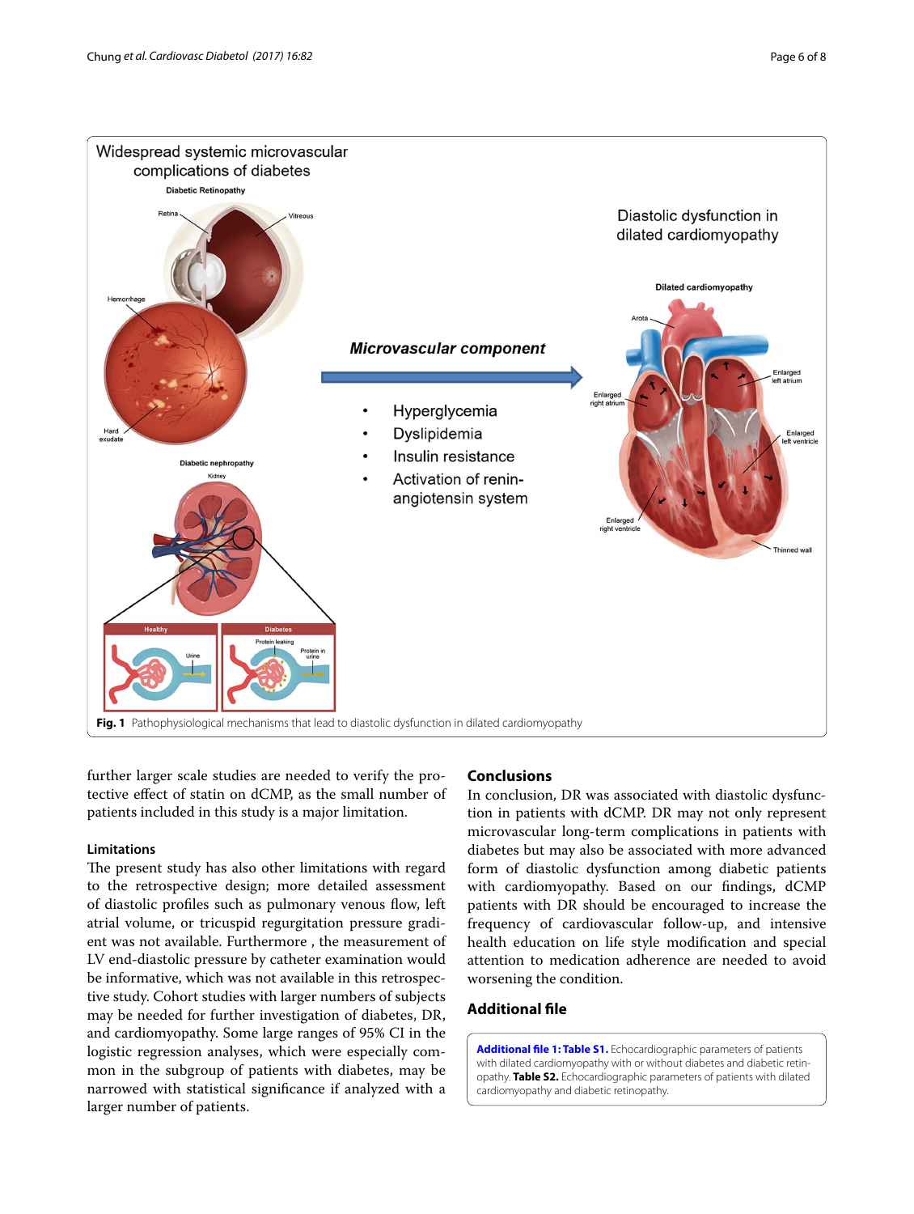Fig. 1 Pathophysiological mechanisms that lead to diastolic dysfunction in dilated cardiomyopathy

further larger scale studies are needed to verify the protective effect of statin on dCMP, as the small number of patients included in this study is a major limitation.

### Limitations

The present study has also other limitations with regard to the retrospective design; more detailed assessment of diastolic profiles such as pulmonary venous flow, left atrial volume, or tricuspid regurgitation pressure gradient was not available. Furthermore , the measurement of LV end-diastolic pressure by catheter examination would be informative, which was not available in this retrospective study. Cohort studies with larger numbers of subjects may be needed for further investigation of diabetes, DR, and cardiomyopathy. Some large ranges of 95% CI in the logistic regression analyses, which were especially common in the subgroup of patients with diabetes, may be narrowed with statistical significance if analyzed with a larger number of patients.

## Conclusions

In conclusion, DR was associated with diastolic dysfunction in patients with dCMP. DR may not only represent microvascular long-term complications in patients with diabetes but may also be associated with more advanced form of diastolic dysfunction among diabetic patients with cardiomyopathy. Based on our findings, dCMP patients with DR should be encouraged to increase the frequency of cardiovascular follow-up, and intensive health education on life style modification and special attention to medication adherence are needed to avoid worsening the condition.

## Additional file

**Additional file 1: Table S1.** Echocardiographic parameters of patients with dilated cardiomyopathy with or without diabetes and diabetic retinopathy. **Table S2.** Echocardiographic parameters of patients with dilated cardiomyopathy and diabetic retinopathy.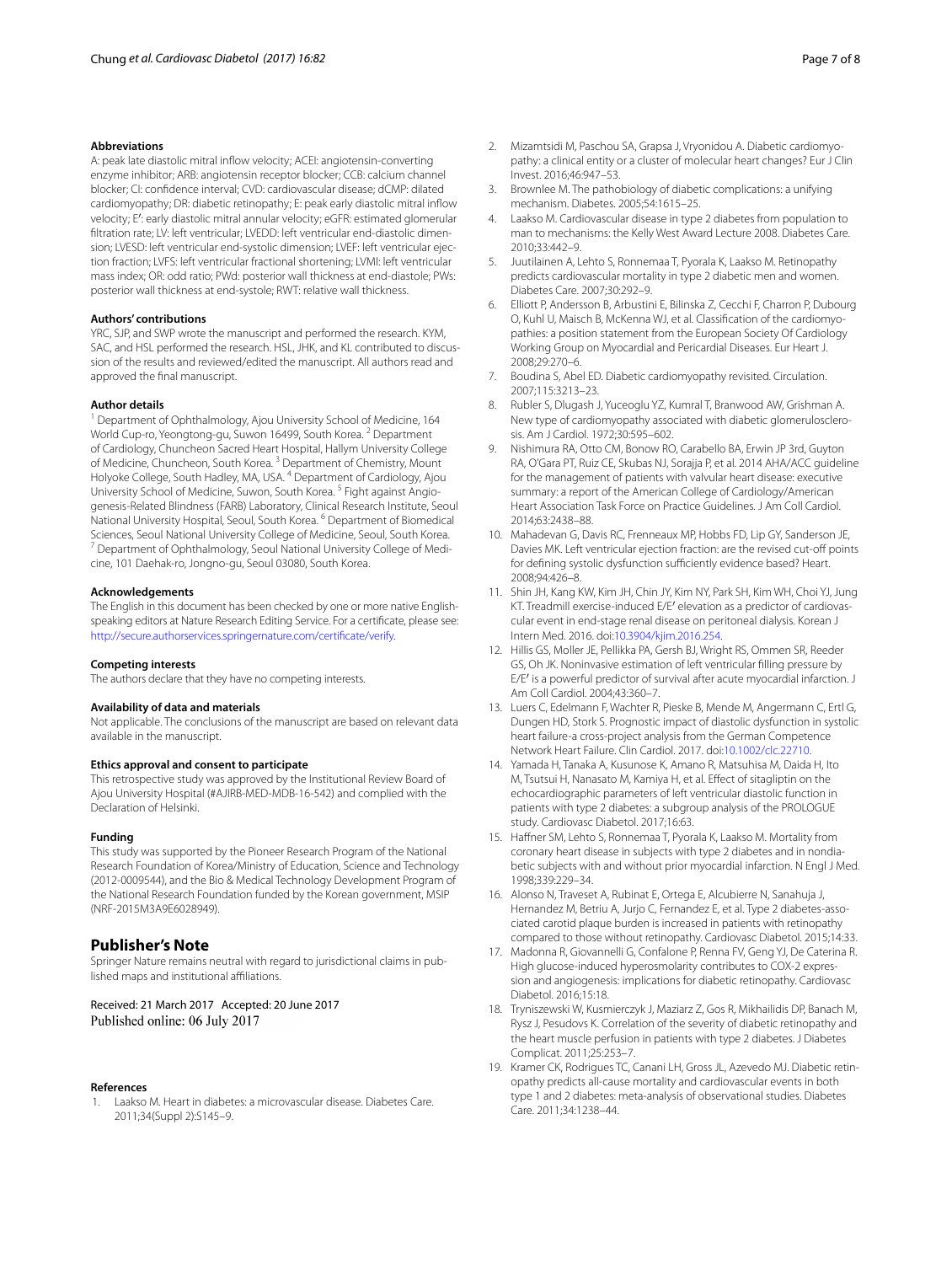### Abbreviations

A: peak late diastolic mitral inflow velocity; ACEI: angiotensin-converting enzyme inhibitor; ARB: angiotensin receptor blocker; CCB: calcium channel blocker; CI: confidence interval; CVD: cardiovascular disease; dCMP: dilated cardiomyopathy; DR: diabetic retinopathy; E: peak early diastolic mitral inflow velocity; E′: early diastolic mitral annular velocity; eGFR: estimated glomerular filtration rate; LV: left ventricular; LVEDD: left ventricular end-diastolic dimension; LVESD: left ventricular end-systolic dimension; LVEF: left ventricular ejection fraction; LVFS: left ventricular fractional shortening; LVMI: left ventricular mass index; OR: odd ratio; PWd: posterior wall thickness at end-diastole; PWs: posterior wall thickness at end-systole; RWT: relative wall thickness.

### Authors' contributions

YRC, SJP, and SWP wrote the manuscript and performed the research. KYM, SAC, and HSL performed the research. HSL, JHK, and KL contributed to discussion of the results and reviewed/edited the manuscript. All authors read and approved the final manuscript.

### Author details

[1] Department of Ophthalmology, Ajou University School of Medicine, 164 World Cup-ro, Yeongtong-gu, Suwon 16499, South Korea. [2] Department of Cardiology, Chuncheon Sacred Heart Hospital, Hallym University College of Medicine, Chuncheon, South Korea. [3] Department of Chemistry, Mount Holyoke College, South Hadley, MA, USA. [4] Department of Cardiology, Ajou University School of Medicine, Suwon, South Korea. [5] Fight against Angiogenesis-Related Blindness (FARB) Laboratory, Clinical Research Institute, Seoul National University Hospital, Seoul, South Korea. [6] Department of Biomedical Sciences, Seoul National University College of Medicine, Seoul, South Korea. [7] Department of Ophthalmology, Seoul National University College of Medicine, 101 Daehak-ro, Jongno-gu, Seoul 03080, South Korea.

### Acknowledgements

The English in this document has been checked by one or more native English-speaking editors at Nature Research Editing Service. For a certificate, please see: http://secure.authorservices.springernature.com/certificate/verify.

### Competing interests

The authors declare that they have no competing interests.

### Availability of data and materials

Not applicable. The conclusions of the manuscript are based on relevant data available in the manuscript.

### Ethics approval and consent to participate

This retrospective study was approved by the Institutional Review Board of Ajou University Hospital (#AJIRB-MED-MDB-16-542) and complied with the Declaration of Helsinki.

### Funding

This study was supported by the Pioneer Research Program of the National Research Foundation of Korea/Ministry of Education, Science and Technology (2012-0009544), and the Bio & Medical Technology Development Program of the National Research Foundation funded by the Korean government, MSIP (NRF-2015M3A9E6028949).

## Publisher's Note

Springer Nature remains neutral with regard to jurisdictional claims in published maps and institutional affiliations.

Received: 21 March 2017 Accepted: 20 June 2017
Published online: 06 July 2017

### References

1. Laakso M. Heart in diabetes: a microvascular disease. Diabetes Care. 2011;34(Suppl 2):S145–9.
2. Mizamtsidi M, Paschou SA, Grapsa J, Vryonidou A. Diabetic cardiomyopathy: a clinical entity or a cluster of molecular heart changes? Eur J Clin Invest. 2016;46:947–53.
3. Brownlee M. The pathobiology of diabetic complications: a unifying mechanism. Diabetes. 2005;54:1615–25.
4. Laakso M. Cardiovascular disease in type 2 diabetes from population to man to mechanisms: the Kelly West Award Lecture 2008. Diabetes Care. 2010;33:442–9.
5. Juutilainen A, Lehto S, Ronnemaa T, Pyorala K, Laakso M. Retinopathy predicts cardiovascular mortality in type 2 diabetic men and women. Diabetes Care. 2007;30:292–9.
6. Elliott P, Andersson B, Arbustini E, Bilinska Z, Cecchi F, Charron P, Dubourg O, Kuhl U, Maisch B, McKenna WJ, et al. Classification of the cardiomyopathies: a position statement from the European Society Of Cardiology Working Group on Myocardial and Pericardial Diseases. Eur Heart J. 2008;29:270–6.
7. Boudina S, Abel ED. Diabetic cardiomyopathy revisited. Circulation. 2007;115:3213–23.
8. Rubler S, Dlugash J, Yuceoglu YZ, Kumral T, Branwood AW, Grishman A. New type of cardiomyopathy associated with diabetic glomerulosclerosis. Am J Cardiol. 1972;30:595–602.
9. Nishimura RA, Otto CM, Bonow RO, Carabello BA, Erwin JP 3rd, Guyton RA, O'Gara PT, Ruiz CE, Skubas NJ, Sorajja P, et al. 2014 AHA/ACC guideline for the management of patients with valvular heart disease: executive summary: a report of the American College of Cardiology/American Heart Association Task Force on Practice Guidelines. J Am Coll Cardiol. 2014;63:2438–88.
10. Mahadevan G, Davis RC, Frenneaux MP, Hobbs FD, Lip GY, Sanderson JE, Davies MK. Left ventricular ejection fraction: are the revised cut-off points for defining systolic dysfunction sufficiently evidence based? Heart. 2008;94:426–8.
11. Shin JH, Kang KW, Kim JH, Chin JY, Kim NY, Park SH, Kim WH, Choi YJ, Jung KT. Treadmill exercise-induced E/E′ elevation as a predictor of cardiovascular event in end-stage renal disease on peritoneal dialysis. Korean J Intern Med. 2016. doi:10.3904/kjim.2016.254.
12. Hillis GS, Moller JE, Pellikka PA, Gersh BJ, Wright RS, Ommen SR, Reeder GS, Oh JK. Noninvasive estimation of left ventricular filling pressure by E/E′ is a powerful predictor of survival after acute myocardial infarction. J Am Coll Cardiol. 2004;43:360–7.
13. Luers C, Edelmann F, Wachter R, Pieske B, Mende M, Angermann C, Ertl G, Dungen HD, Stork S. Prognostic impact of diastolic dysfunction in systolic heart failure-a cross-project analysis from the German Competence Network Heart Failure. Clin Cardiol. 2017. doi:10.1002/clc.22710.
14. Yamada H, Tanaka A, Kusunose K, Amano R, Matsuhisa M, Daida H, Ito M, Tsutsui H, Nanasato M, Kamiya H, et al. Effect of sitagliptin on the echocardiographic parameters of left ventricular diastolic function in patients with type 2 diabetes: a subgroup analysis of the PROLOGUE study. Cardiovasc Diabetol. 2017;16:63.
15. Haffner SM, Lehto S, Ronnemaa T, Pyorala K, Laakso M. Mortality from coronary heart disease in subjects with type 2 diabetes and in nondiabetic subjects with and without prior myocardial infarction. N Engl J Med. 1998;339:229–34.
16. Alonso N, Traveset A, Rubinat E, Ortega E, Alcubierre N, Sanahuja J, Hernandez M, Betriu A, Jurjo C, Fernandez E, et al. Type 2 diabetes-associated carotid plaque burden is increased in patients with retinopathy compared to those without retinopathy. Cardiovasc Diabetol. 2015;14:33.
17. Madonna R, Giovannelli G, Confalone P, Renna FV, Geng YJ, De Caterina R. High glucose-induced hyperosmolarity contributes to COX-2 expression and angiogenesis: implications for diabetic retinopathy. Cardiovasc Diabetol. 2016;15:18.
18. Tryniszewski W, Kusmierczyk J, Maziarz Z, Gos R, Mikhailidis DP, Banach M, Rysz J, Pesudovs K. Correlation of the severity of diabetic retinopathy and the heart muscle perfusion in patients with type 2 diabetes. J Diabetes Complicat. 2011;25:253–7.
19. Kramer CK, Rodrigues TC, Canani LH, Gross JL, Azevedo MJ. Diabetic retinopathy predicts all-cause mortality and cardiovascular events in both type 1 and 2 diabetes: meta-analysis of observational studies. Diabetes Care. 2011;34:1238–44.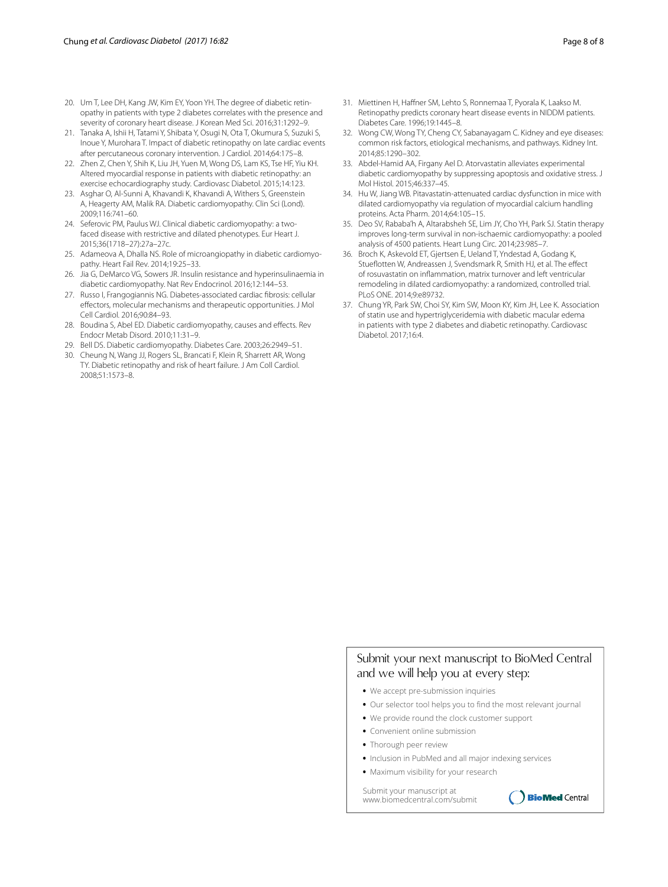20. Um T, Lee DH, Kang JW, Kim EY, Yoon YH. The degree of diabetic retinopathy in patients with type 2 diabetes correlates with the presence and severity of coronary heart disease. J Korean Med Sci. 2016;31:1292–9.
21. Tanaka A, Ishii H, Tatami Y, Shibata Y, Osugi N, Ota T, Okumura S, Suzuki S, Inoue Y, Murohara T. Impact of diabetic retinopathy on late cardiac events after percutaneous coronary intervention. J Cardiol. 2014;64:175–8.
22. Zhen Z, Chen Y, Shih K, Liu JH, Yuen M, Wong DS, Lam KS, Tse HF, Yiu KH. Altered myocardial response in patients with diabetic retinopathy: an exercise echocardiography study. Cardiovasc Diabetol. 2015;14:123.
23. Asghar O, Al-Sunni A, Khavandi K, Khavandi A, Withers S, Greenstein A, Heagerty AM, Malik RA. Diabetic cardiomyopathy. Clin Sci (Lond). 2009;116:741–60.
24. Seferovic PM, Paulus WJ. Clinical diabetic cardiomyopathy: a two-faced disease with restrictive and dilated phenotypes. Eur Heart J. 2015;36(1718–27):27a–27c.
25. Adameova A, Dhalla NS. Role of microangiopathy in diabetic cardiomyopathy. Heart Fail Rev. 2014;19:25–33.
26. Jia G, DeMarco VG, Sowers JR. Insulin resistance and hyperinsulinaemia in diabetic cardiomyopathy. Nat Rev Endocrinol. 2016;12:144–53.
27. Russo I, Frangogiannis NG. Diabetes-associated cardiac fibrosis: cellular effectors, molecular mechanisms and therapeutic opportunities. J Mol Cell Cardiol. 2016;90:84–93.
28. Boudina S, Abel ED. Diabetic cardiomyopathy, causes and effects. Rev Endocr Metab Disord. 2010;11:31–9.
29. Bell DS. Diabetic cardiomyopathy. Diabetes Care. 2003;26:2949–51.
30. Cheung N, Wang JJ, Rogers SL, Brancati F, Klein R, Sharrett AR, Wong TY. Diabetic retinopathy and risk of heart failure. J Am Coll Cardiol. 2008;51:1573–8.
31. Miettinen H, Haffner SM, Lehto S, Ronnemaa T, Pyorala K, Laakso M. Retinopathy predicts coronary heart disease events in NIDDM patients. Diabetes Care. 1996;19:1445–8.
32. Wong CW, Wong TY, Cheng CY, Sabanayagam C. Kidney and eye diseases: common risk factors, etiological mechanisms, and pathways. Kidney Int. 2014;85:1290–302.
33. Abdel-Hamid AA, Firgany Ael D. Atorvastatin alleviates experimental diabetic cardiomyopathy by suppressing apoptosis and oxidative stress. J Mol Histol. 2015;46:337–45.
34. Hu W, Jiang WB. Pitavastatin-attenuated cardiac dysfunction in mice with dilated cardiomyopathy via regulation of myocardial calcium handling proteins. Acta Pharm. 2014;64:105–15.
35. Deo SV, Rababa'h A, Altarabsheh SE, Lim JY, Cho YH, Park SJ. Statin therapy improves long-term survival in non-ischaemic cardiomyopathy: a pooled analysis of 4500 patients. Heart Lung Circ. 2014;23:985–7.
36. Broch K, Askevold ET, Gjertsen E, Ueland T, Yndestad A, Godang K, Stueflotten W, Andreassen J, Svendsmark R, Smith HJ, et al. The effect of rosuvastatin on inflammation, matrix turnover and left ventricular remodeling in dilated cardiomyopathy: a randomized, controlled trial. PLoS ONE. 2014;9:e89732.
37. Chung YR, Park SW, Choi SY, Kim SW, Moon KY, Kim JH, Lee K. Association of statin use and hypertriglyceridemia with diabetic macular edema in patients with type 2 diabetes and diabetic retinopathy. Cardiovasc Diabetol. 2017;16:4.

Submit your next manuscript to BioMed Central and we will help you at every step:

- We accept pre-submission inquiries
- Our selector tool helps you to find the most relevant journal
- We provide round the clock customer support
- Convenient online submission
- Thorough peer review
- Inclusion in PubMed and all major indexing services
- Maximum visibility for your research

Submit your manuscript at www.biomedcentral.com/submit

BioMed Central